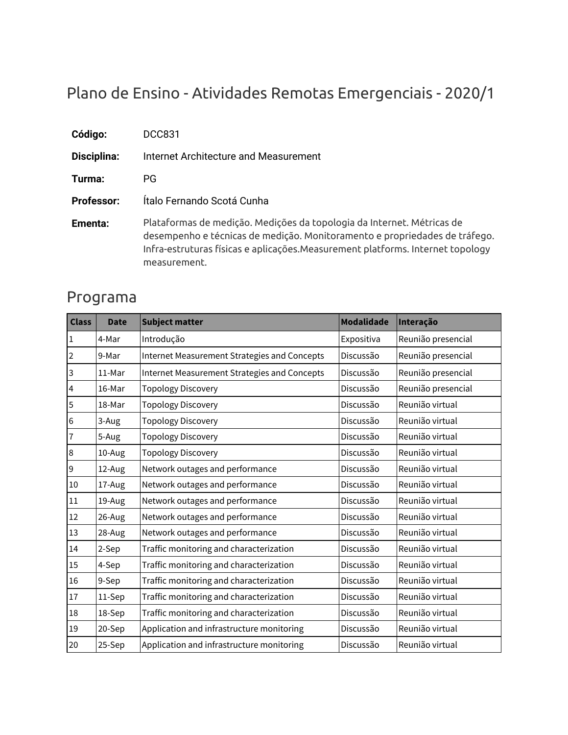# Plano de Ensino - Atividades Remotas Emergenciais - 2020/1

**Código:** DCC831

**Disciplina:** Internet Architecture and Measurement

**Turma:** PG

**Professor:** Ítalo Fernando Scotá Cunha

**Ementa:** Plataformas de medição. Medições da topologia da Internet. Métricas de desempenho e técnicas de medição. Monitoramento e propriedades de tráfego. Infra-estruturas físicas e aplicações.Measurement platforms. Internet topology measurement.

## Programa

| Class | Date | Subject matter | Modalidade | Interação |
|---|---|---|---|---|
| 1 | 4-Mar | Introdução | Expositiva | Reunião presencial |
| 2 | 9-Mar | Internet Measurement Strategies and Concepts | Discussão | Reunião presencial |
| 3 | 11-Mar | Internet Measurement Strategies and Concepts | Discussão | Reunião presencial |
| 4 | 16-Mar | Topology Discovery | Discussão | Reunião presencial |
| 5 | 18-Mar | Topology Discovery | Discussão | Reunião virtual |
| 6 | 3-Aug | Topology Discovery | Discussão | Reunião virtual |
| 7 | 5-Aug | Topology Discovery | Discussão | Reunião virtual |
| 8 | 10-Aug | Topology Discovery | Discussão | Reunião virtual |
| 9 | 12-Aug | Network outages and performance | Discussão | Reunião virtual |
| 10 | 17-Aug | Network outages and performance | Discussão | Reunião virtual |
| 11 | 19-Aug | Network outages and performance | Discussão | Reunião virtual |
| 12 | 26-Aug | Network outages and performance | Discussão | Reunião virtual |
| 13 | 28-Aug | Network outages and performance | Discussão | Reunião virtual |
| 14 | 2-Sep | Traffic monitoring and characterization | Discussão | Reunião virtual |
| 15 | 4-Sep | Traffic monitoring and characterization | Discussão | Reunião virtual |
| 16 | 9-Sep | Traffic monitoring and characterization | Discussão | Reunião virtual |
| 17 | 11-Sep | Traffic monitoring and characterization | Discussão | Reunião virtual |
| 18 | 18-Sep | Traffic monitoring and characterization | Discussão | Reunião virtual |
| 19 | 20-Sep | Application and infrastructure monitoring | Discussão | Reunião virtual |
| 20 | 25-Sep | Application and infrastructure monitoring | Discussão | Reunião virtual |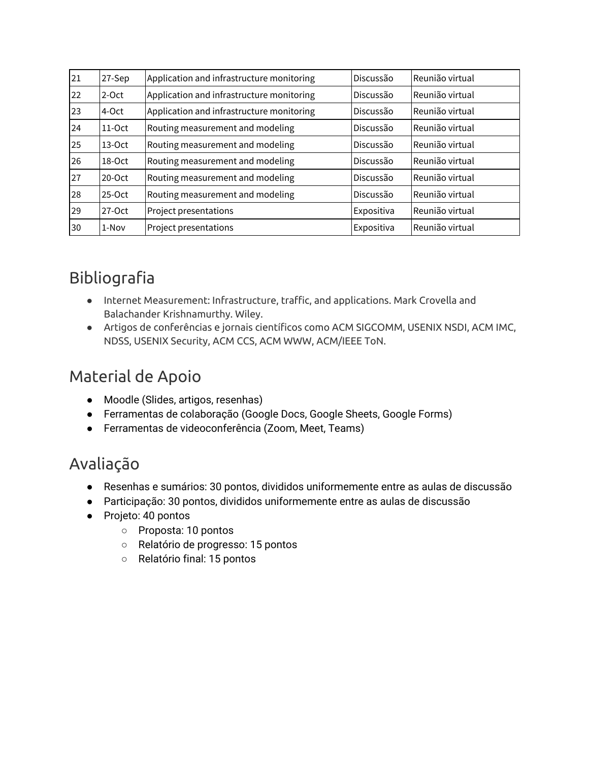| 21 | 27-Sep | Application and infrastructure monitoring | Discussão | Reunião virtual |
|---|---|---|---|---|
| 22 | 2-Oct | Application and infrastructure monitoring | Discussão | Reunião virtual |
| 23 | 4-Oct | Application and infrastructure monitoring | Discussão | Reunião virtual |
| 24 | 11-Oct | Routing measurement and modeling | Discussão | Reunião virtual |
| 25 | 13-Oct | Routing measurement and modeling | Discussão | Reunião virtual |
| 26 | 18-Oct | Routing measurement and modeling | Discussão | Reunião virtual |
| 27 | 20-Oct | Routing measurement and modeling | Discussão | Reunião virtual |
| 28 | 25-Oct | Routing measurement and modeling | Discussão | Reunião virtual |
| 29 | 27-Oct | Project presentations | Expositiva | Reunião virtual |
| 30 | 1-Nov | Project presentations | Expositiva | Reunião virtual |

## Bibliografia

- Internet Measurement: Infrastructure, traffic, and applications. Mark Crovella and Balachander Krishnamurthy. Wiley.
- Artigos de conferências e jornais científicos como ACM SIGCOMM, USENIX NSDI, ACM IMC, NDSS, USENIX Security, ACM CCS, ACM WWW, ACM/IEEE ToN.

## Material de Apoio

- Moodle (Slides, artigos, resenhas)
- Ferramentas de colaboração (Google Docs, Google Sheets, Google Forms)
- Ferramentas de videoconferência (Zoom, Meet, Teams)

## Avaliação

- Resenhas e sumários: 30 pontos, divididos uniformemente entre as aulas de discussão
- Participação: 30 pontos, divididos uniformemente entre as aulas de discussão
- Projeto: 40 pontos
  - Proposta: 10 pontos
  - Relatório de progresso: 15 pontos
  - Relatório final: 15 pontos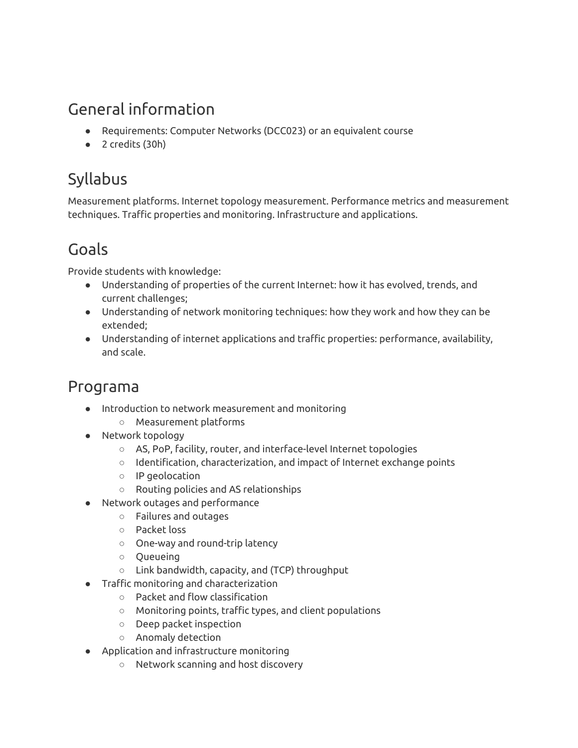## General information

- Requirements: Computer Networks (DCC023) or an equivalent course
- 2 credits (30h)

## Syllabus

Measurement platforms. Internet topology measurement. Performance metrics and measurement techniques. Traffic properties and monitoring. Infrastructure and applications.

## Goals

Provide students with knowledge:

- Understanding of properties of the current Internet: how it has evolved, trends, and current challenges;
- Understanding of network monitoring techniques: how they work and how they can be extended;
- Understanding of internet applications and traffic properties: performance, availability, and scale.

## Programa

- Introduction to network measurement and monitoring
  - Measurement platforms
- Network topology
  - AS, PoP, facility, router, and interface-level Internet topologies
  - Identification, characterization, and impact of Internet exchange points
  - IP geolocation
  - Routing policies and AS relationships
- Network outages and performance
  - Failures and outages
  - Packet loss
  - One-way and round-trip latency
  - Queueing
  - Link bandwidth, capacity, and (TCP) throughput
- Traffic monitoring and characterization
  - Packet and flow classification
  - Monitoring points, traffic types, and client populations
  - Deep packet inspection
  - Anomaly detection
- Application and infrastructure monitoring
  - Network scanning and host discovery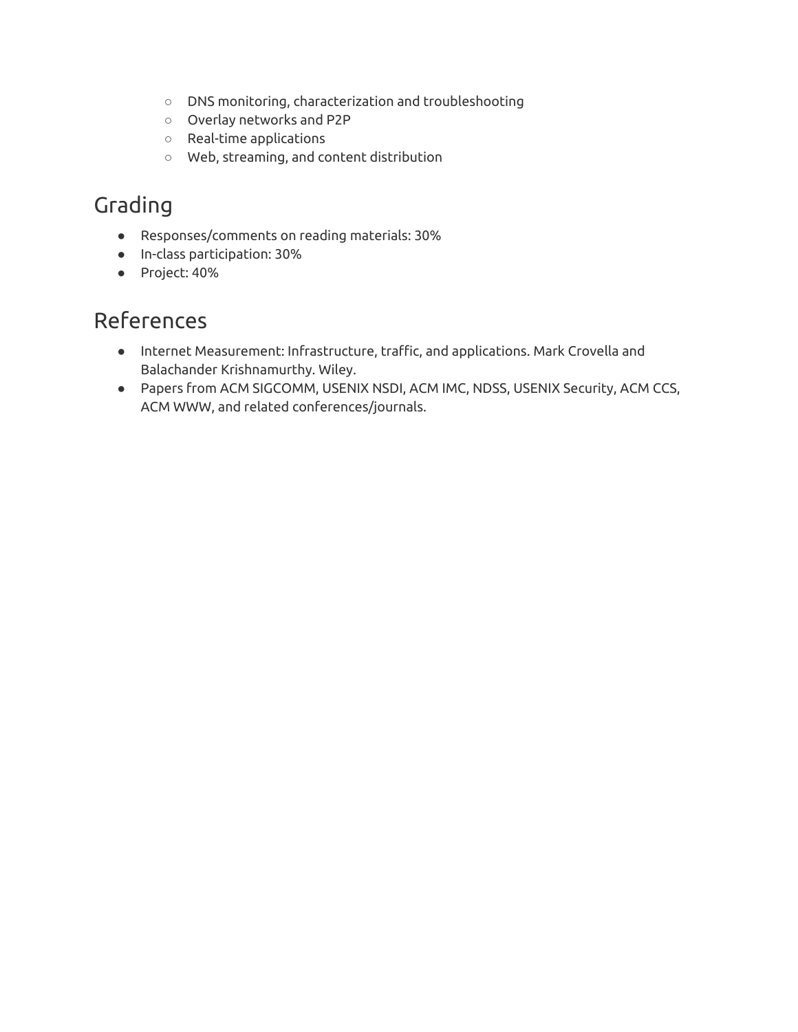- DNS monitoring, characterization and troubleshooting
  - Overlay networks and P2P
  - Real-time applications
  - Web, streaming, and content distribution

## Grading

- Responses/comments on reading materials: 30%
- In-class participation: 30%
- Project: 40%

## References

- Internet Measurement: Infrastructure, traffic, and applications. Mark Crovella and Balachander Krishnamurthy. Wiley.
- Papers from ACM SIGCOMM, USENIX NSDI, ACM IMC, NDSS, USENIX Security, ACM CCS, ACM WWW, and related conferences/journals.